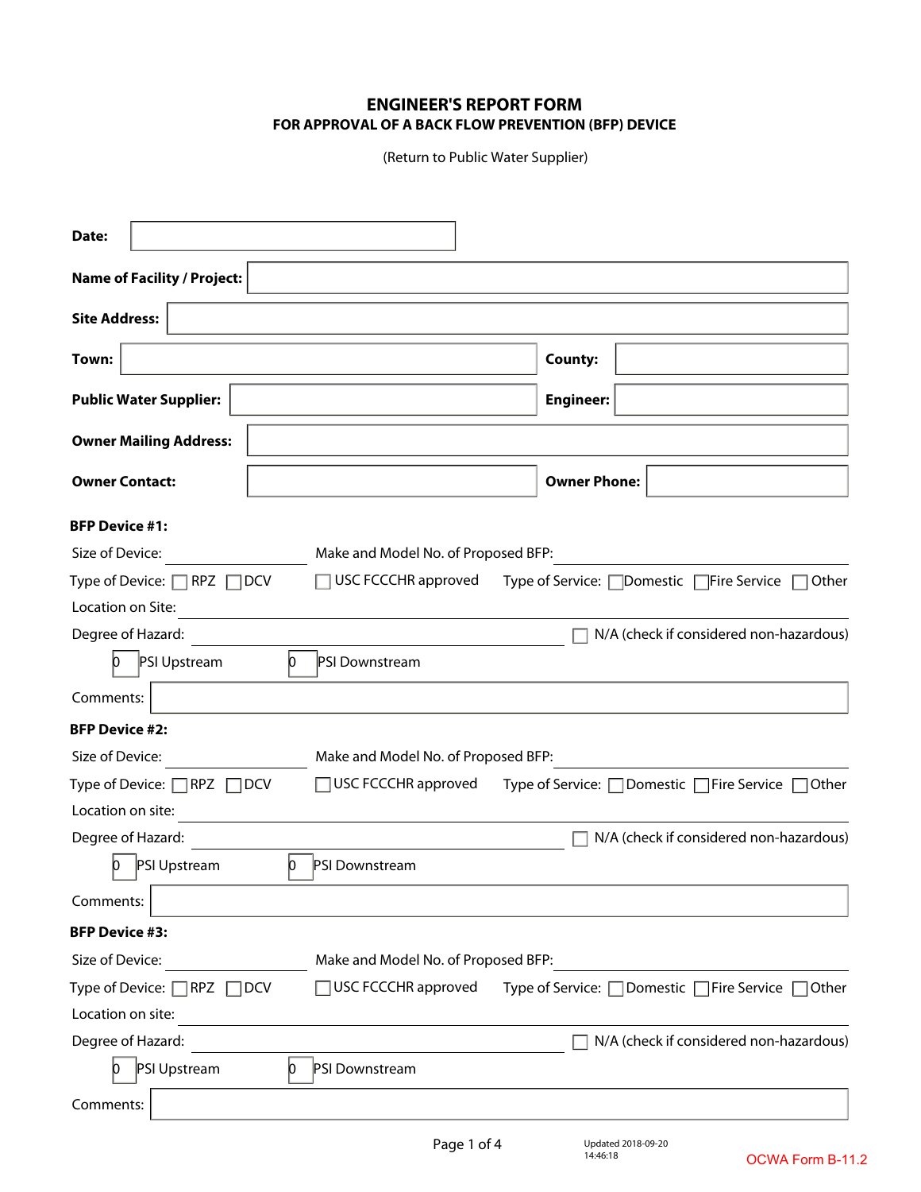# ENGINEER'S REPORT FORM

## FOR APPROVAL OF A BACK FLOW PREVENTION (BFP) DEVICE

(Return to Public Water Supplier)

**Date:**

**Name of Facility / Project:**

**Site Address:**

**Town:** **County:**

**Public Water Supplier:** **Engineer:**

**Owner Mailing Address:**

**Owner Contact:** **Owner Phone:**

**BFP Device #1:**

Size of Device: Make and Model No. of Proposed BFP:

Type of Device: ☐ RPZ ☐ DCV ☐ USC FCCCHR approved Type of Service: ☐ Domestic ☐ Fire Service ☐ Other

Location on Site:

Degree of Hazard: ☐ N/A (check if considered non-hazardous)

0 PSI Upstream 0 PSI Downstream

Comments:

**BFP Device #2:**

Size of Device: Make and Model No. of Proposed BFP:

Type of Device: ☐ RPZ ☐ DCV ☐ USC FCCCHR approved Type of Service: ☐ Domestic ☐ Fire Service ☐ Other

Location on site:

Degree of Hazard: ☐ N/A (check if considered non-hazardous)

0 PSI Upstream 0 PSI Downstream

Comments:

**BFP Device #3:**

Size of Device: Make and Model No. of Proposed BFP:

Type of Device: ☐ RPZ ☐ DCV ☐ USC FCCCHR approved Type of Service: ☐ Domestic ☐ Fire Service ☐ Other

Location on site:

Degree of Hazard: ☐ N/A (check if considered non-hazardous)

0 PSI Upstream 0 PSI Downstream

Comments:

Updated 2018-09-20 14:46:18

OCWA Form B-11.2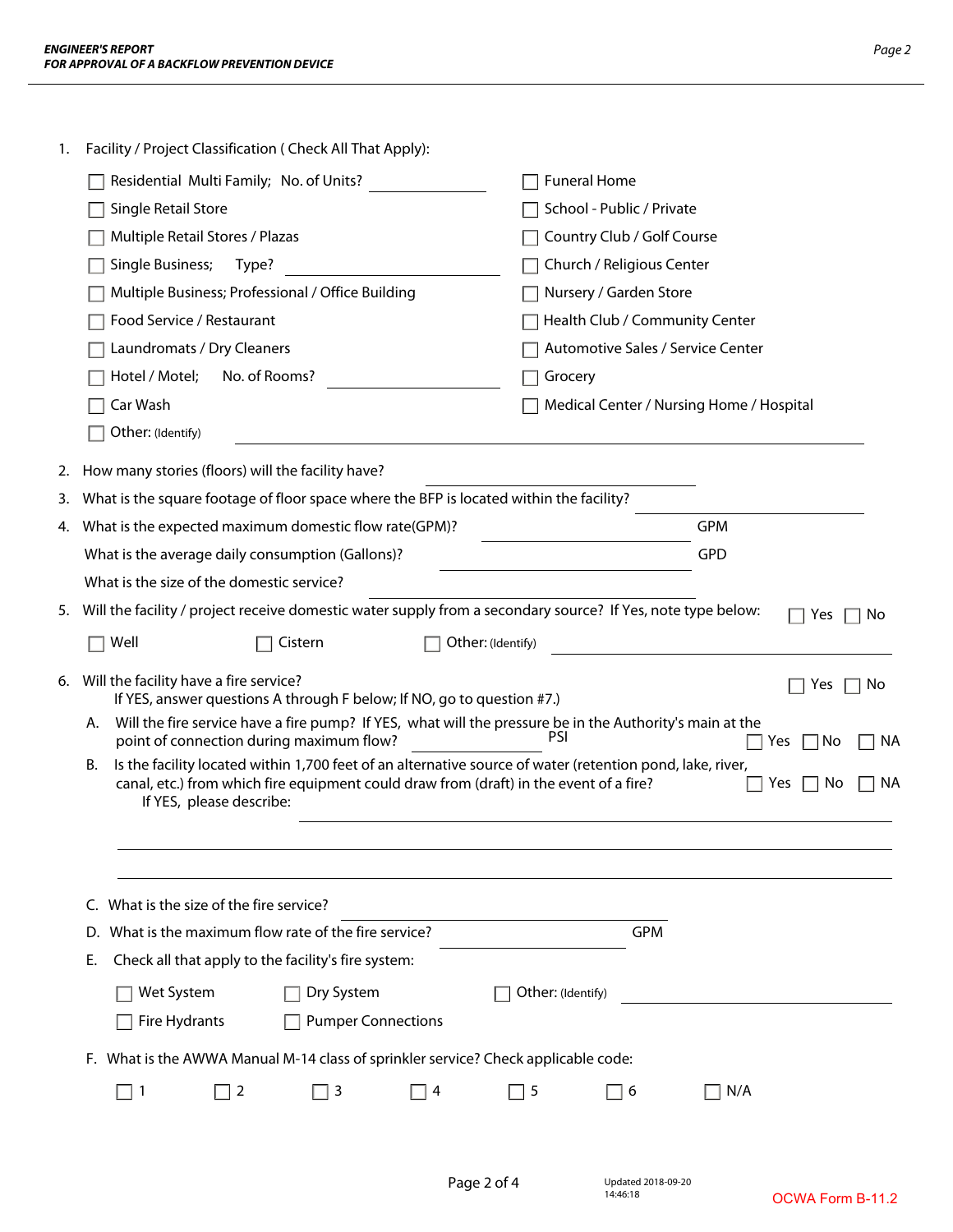1. Facility / Project Classification ( Check All That Apply):

- ☐ Residential Multi Family; No. of Units? ______________
- ☐ Single Retail Store
- ☐ Multiple Retail Stores / Plazas
- ☐ Single Business; Type? ______________
- ☐ Multiple Business; Professional / Office Building
- ☐ Food Service / Restaurant
- ☐ Laundromats / Dry Cleaners
- ☐ Hotel / Motel; No. of Rooms? ______________
- ☐ Car Wash
- ☐ Funeral Home
- ☐ School - Public / Private
- ☐ Country Club / Golf Course
- ☐ Church / Religious Center
- ☐ Nursery / Garden Store
- ☐ Health Club / Community Center
- ☐ Automotive Sales / Service Center
- ☐ Grocery
- ☐ Medical Center / Nursing Home / Hospital
- ☐ Other: (Identify) ______________

2. How many stories (floors) will the facility have? ______________

3. What is the square footage of floor space where the BFP is located within the facility? ______________

4. What is the expected maximum domestic flow rate(GPM)? ______________ GPM

   What is the average daily consumption (Gallons)? ______________ GPD

   What is the size of the domestic service? ______________

5. Will the facility / project receive domestic water supply from a secondary source? If Yes, note type below: ☐ Yes ☐ No

   ☐ Well ☐ Cistern ☐ Other: (Identify) ______________

6. Will the facility have a fire service? ☐ Yes ☐ No
   If YES, answer questions A through F below; If NO, go to question #7.)

   A. Will the fire service have a fire pump? If YES, what will the pressure be in the Authority's main at the point of connection during maximum flow? ______________ PSI ☐ Yes ☐ No ☐ NA

   B. Is the facility located within 1,700 feet of an alternative source of water (retention pond, lake, river, canal, etc.) from which fire equipment could draw from (draft) in the event of a fire? ☐ Yes ☐ No ☐ NA
   If YES, please describe: ______________

   C. What is the size of the fire service? ______________

   D. What is the maximum flow rate of the fire service? ______________ GPM

   E. Check all that apply to the facility's fire system:

   ☐ Wet System ☐ Dry System ☐ Other: (Identify) ______________

   ☐ Fire Hydrants ☐ Pumper Connections

   F. What is the AWWA Manual M-14 class of sprinkler service? Check applicable code:

   ☐ 1 ☐ 2 ☐ 3 ☐ 4 ☐ 5 ☐ 6 ☐ N/A

Updated 2018-09-20 14:46:18

OCWA Form B-11.2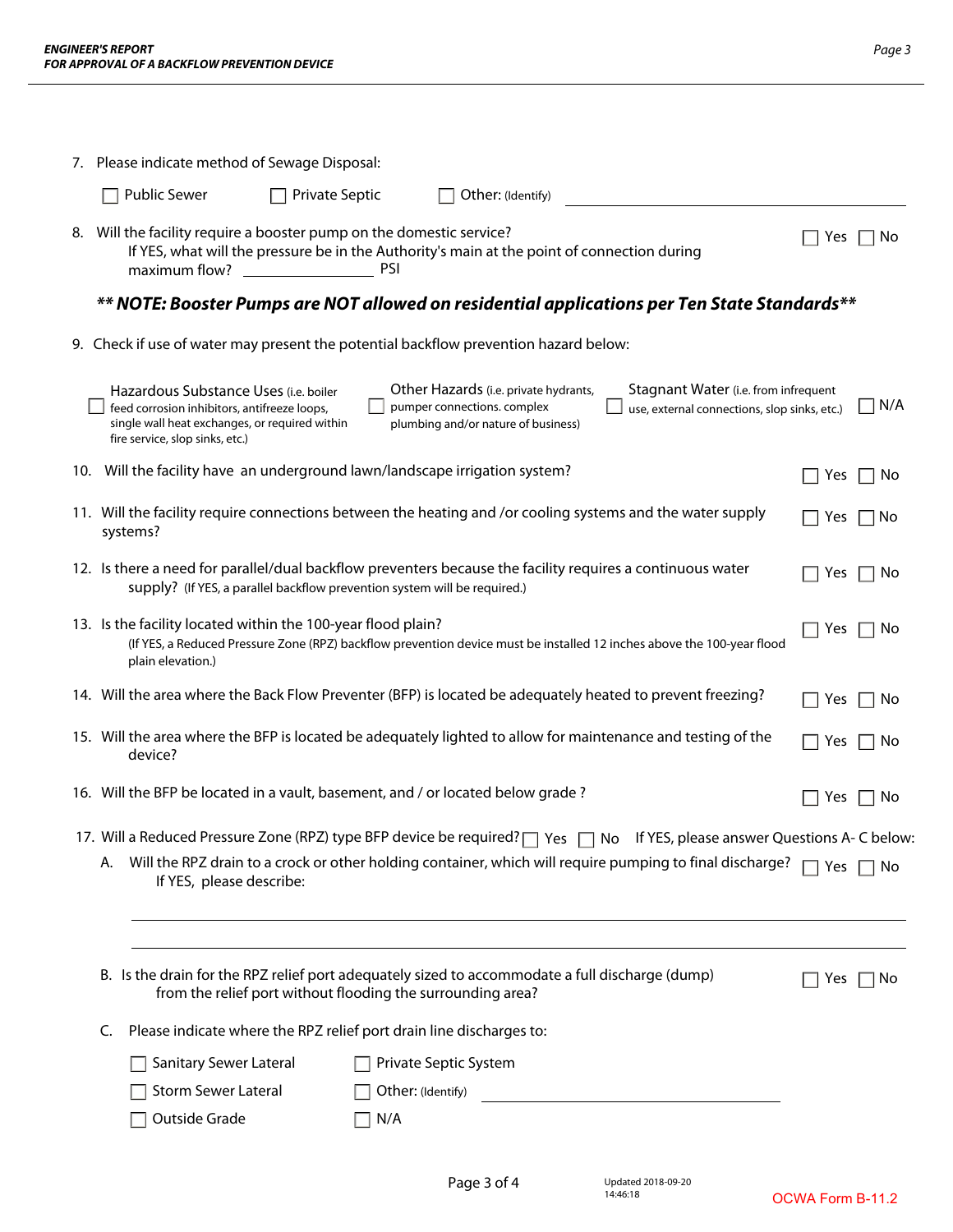7. Please indicate method of Sewage Disposal:

   ☐ Public Sewer ☐ Private Septic ☐ Other: (Identify) ____________________

8. Will the facility require a booster pump on the domestic service? ☐ Yes ☐ No
   If YES, what will the pressure be in the Authority's main at the point of connection during maximum flow? ____________ PSI

***\*\* NOTE: Booster Pumps are NOT allowed on residential applications per Ten State Standards\*\****

9. Check if use of water may present the potential backflow prevention hazard below:

   ☐ Hazardous Substance Uses (i.e. boiler feed corrosion inhibitors, antifreeze loops, single wall heat exchanges, or required within fire service, slop sinks, etc.)
   ☐ Other Hazards (i.e. private hydrants, pumper connections. complex plumbing and/or nature of business)
   ☐ Stagnant Water (i.e. from infrequent use, external connections, slop sinks, etc.)
   ☐ N/A

10. Will the facility have an underground lawn/landscape irrigation system? ☐ Yes ☐ No

11. Will the facility require connections between the heating and /or cooling systems and the water supply systems? ☐ Yes ☐ No

12. Is there a need for parallel/dual backflow preventers because the facility requires a continuous water supply? (If YES, a parallel backflow prevention system will be required.) ☐ Yes ☐ No

13. Is the facility located within the 100-year flood plain? ☐ Yes ☐ No
    (If YES, a Reduced Pressure Zone (RPZ) backflow prevention device must be installed 12 inches above the 100-year flood plain elevation.)

14. Will the area where the Back Flow Preventer (BFP) is located be adequately heated to prevent freezing? ☐ Yes ☐ No

15. Will the area where the BFP is located be adequately lighted to allow for maintenance and testing of the device? ☐ Yes ☐ No

16. Will the BFP be located in a vault, basement, and / or located below grade ? ☐ Yes ☐ No

17. Will a Reduced Pressure Zone (RPZ) type BFP device be required? ☐ Yes ☐ No If YES, please answer Questions A- C below:

    A. Will the RPZ drain to a crock or other holding container, which will require pumping to final discharge? ☐ Yes ☐ No
       If YES, please describe:

       ______________________________________________

       ______________________________________________

    B. Is the drain for the RPZ relief port adequately sized to accommodate a full discharge (dump) from the relief port without flooding the surrounding area? ☐ Yes ☐ No

    C. Please indicate where the RPZ relief port drain line discharges to:

       ☐ Sanitary Sewer Lateral ☐ Private Septic System
       ☐ Storm Sewer Lateral ☐ Other: (Identify) ____________________
       ☐ Outside Grade ☐ N/A

Updated 2018-09-20 14:46:18

OCWA Form B-11.2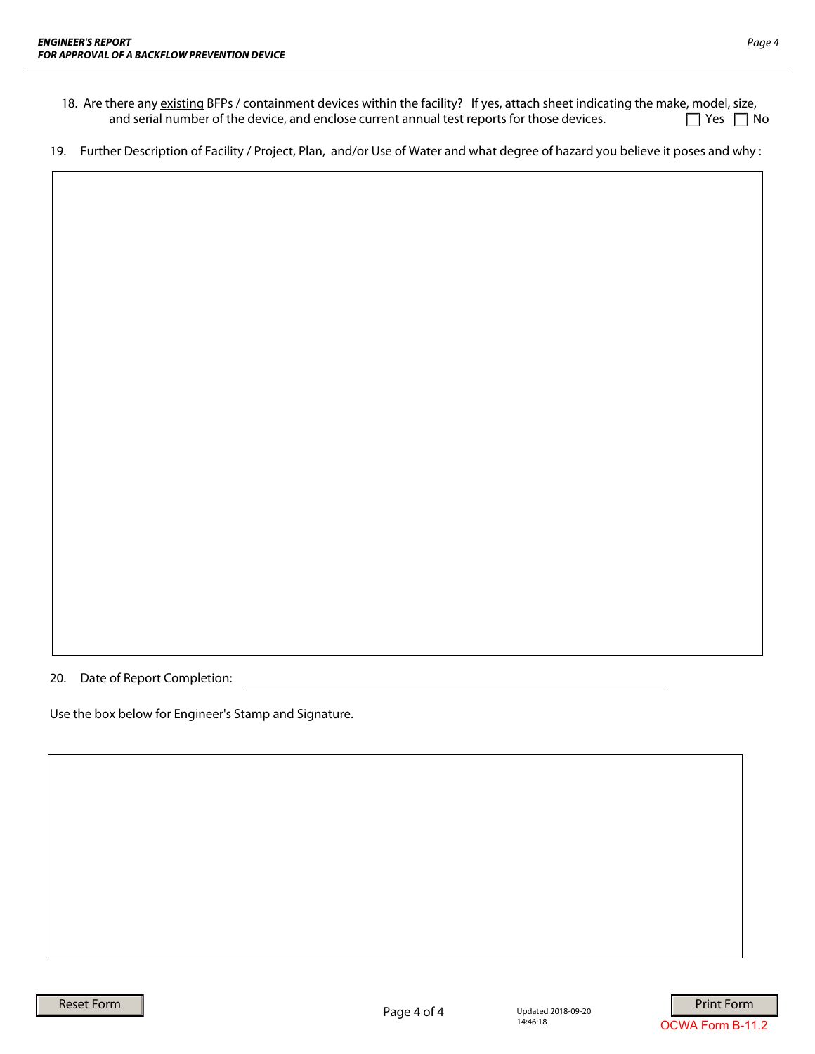18. Are there any existing BFPs / containment devices within the facility? If yes, attach sheet indicating the make, model, size, and serial number of the device, and enclose current annual test reports for those devices. ☐ Yes ☐ No

19. Further Description of Facility / Project, Plan, and/or Use of Water and what degree of hazard you believe it poses and why :

20. Date of Report Completion: ______________________________

Use the box below for Engineer's Stamp and Signature.

Reset Form

Updated 2018-09-20 14:46:18

Print Form

OCWA Form B-11.2